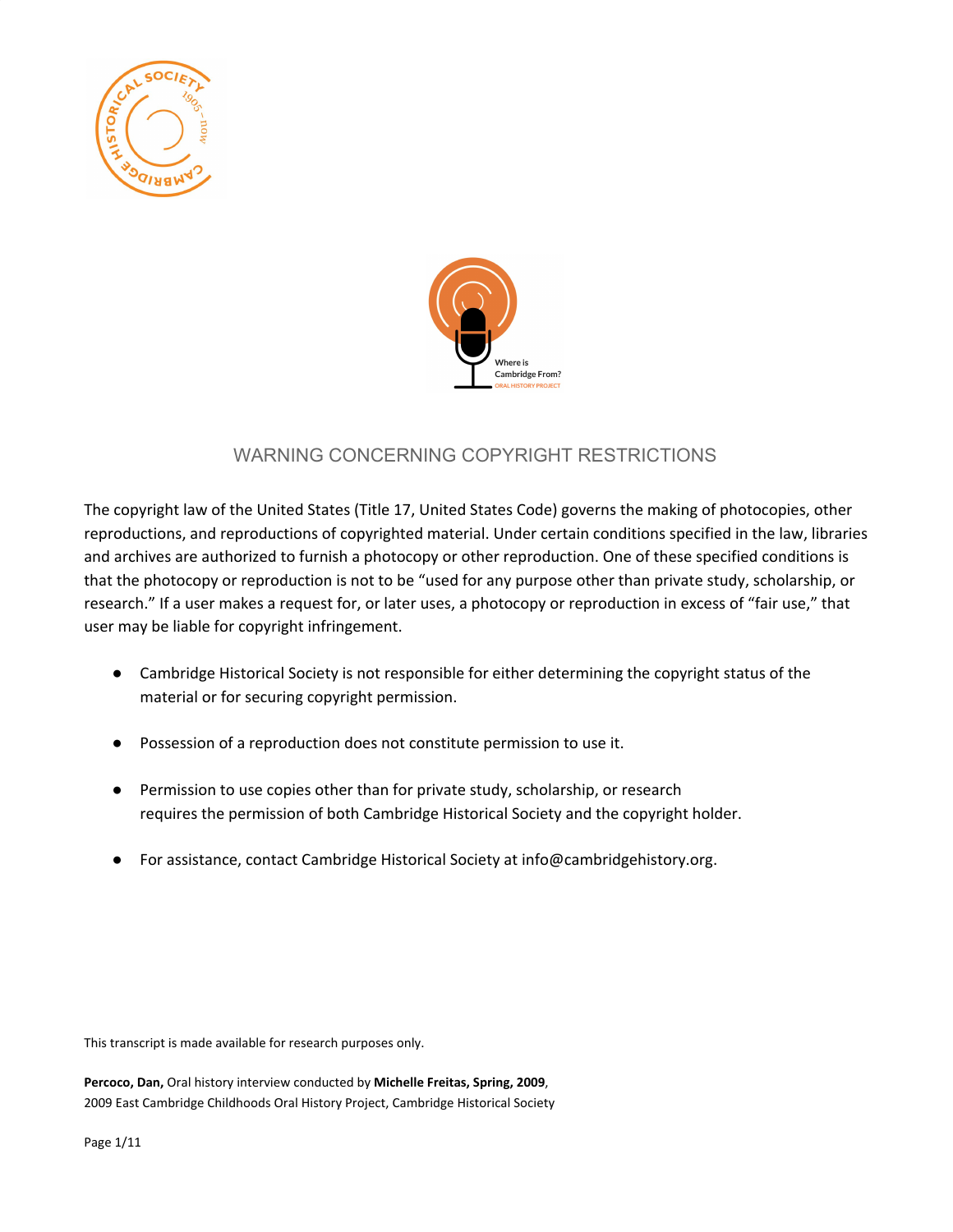# WARNING CONCERNING COPYRIGHT RESTRICTIONS

The copyright law of the United States (Title 17, United States Code) governs the making of photocopies, other reproductions, and reproductions of copyrighted material. Under certain conditions specified in the law, libraries and archives are authorized to furnish a photocopy or other reproduction. One of these specified conditions is that the photocopy or reproduction is not to be "used for any purpose other than private study, scholarship, or research." If a user makes a request for, or later uses, a photocopy or reproduction in excess of "fair use," that user may be liable for copyright infringement.

- Cambridge Historical Society is not responsible for either determining the copyright status of the material or for securing copyright permission.
- Possession of a reproduction does not constitute permission to use it.
- Permission to use copies other than for private study, scholarship, or research requires the permission of both Cambridge Historical Society and the copyright holder.
- For assistance, contact Cambridge Historical Society at info@cambridgehistory.org.

This transcript is made available for research purposes only.

**Percoco, Dan,** Oral history interview conducted by **Michelle Freitas, Spring, 2009**,
2009 East Cambridge Childhoods Oral History Project, Cambridge Historical Society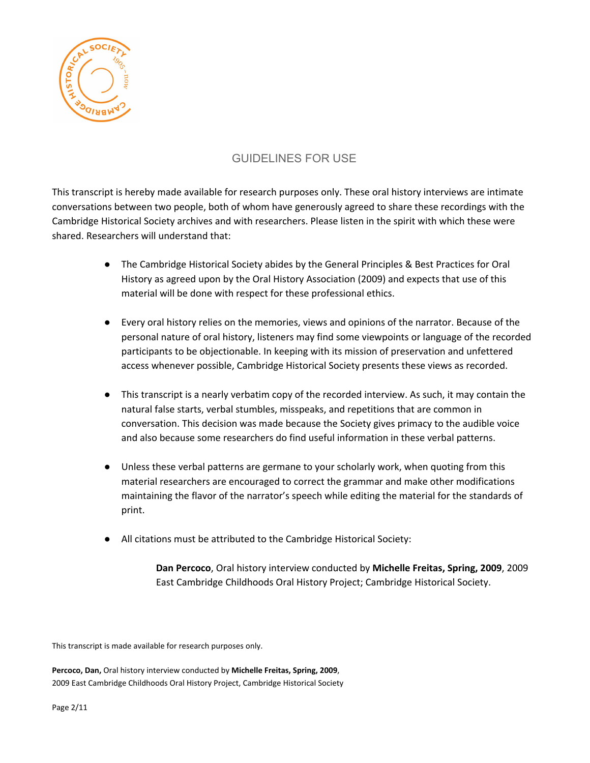# GUIDELINES FOR USE

This transcript is hereby made available for research purposes only. These oral history interviews are intimate conversations between two people, both of whom have generously agreed to share these recordings with the Cambridge Historical Society archives and with researchers. Please listen in the spirit with which these were shared. Researchers will understand that:

- The Cambridge Historical Society abides by the General Principles & Best Practices for Oral History as agreed upon by the Oral History Association (2009) and expects that use of this material will be done with respect for these professional ethics.

- Every oral history relies on the memories, views and opinions of the narrator. Because of the personal nature of oral history, listeners may find some viewpoints or language of the recorded participants to be objectionable. In keeping with its mission of preservation and unfettered access whenever possible, Cambridge Historical Society presents these views as recorded.

- This transcript is a nearly verbatim copy of the recorded interview. As such, it may contain the natural false starts, verbal stumbles, misspeaks, and repetitions that are common in conversation. This decision was made because the Society gives primacy to the audible voice and also because some researchers do find useful information in these verbal patterns.

- Unless these verbal patterns are germane to your scholarly work, when quoting from this material researchers are encouraged to correct the grammar and make other modifications maintaining the flavor of the narrator's speech while editing the material for the standards of print.

- All citations must be attributed to the Cambridge Historical Society:

  **Dan Percoco**, Oral history interview conducted by **Michelle Freitas, Spring, 2009**, 2009 East Cambridge Childhoods Oral History Project; Cambridge Historical Society.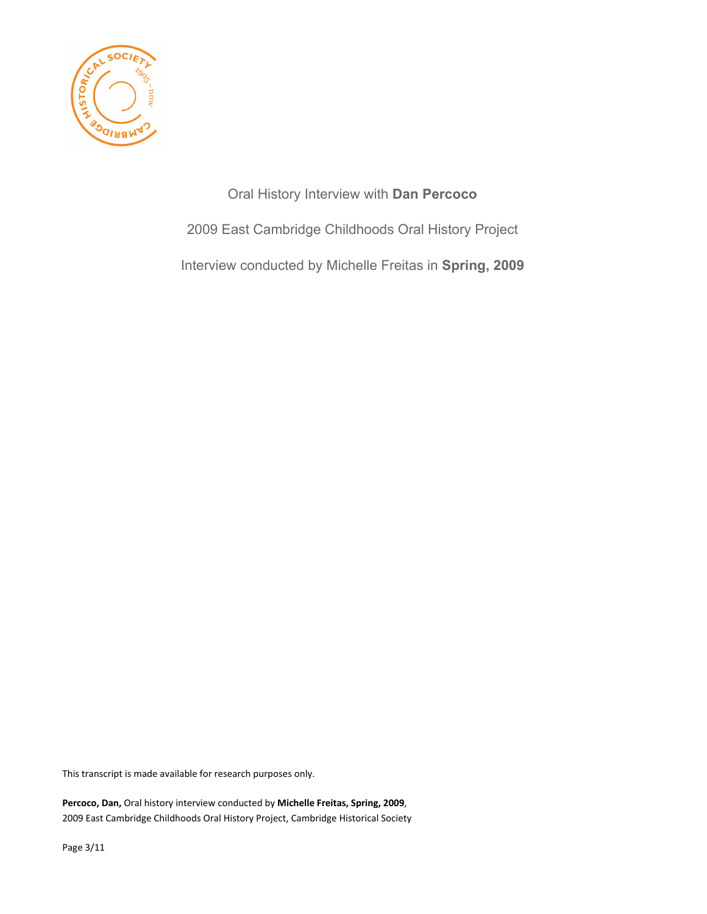Oral History Interview with **Dan Percoco**

2009 East Cambridge Childhoods Oral History Project

Interview conducted by Michelle Freitas in **Spring, 2009**

This transcript is made available for research purposes only.

**Percoco, Dan,** Oral history interview conducted by **Michelle Freitas, Spring, 2009**, 2009 East Cambridge Childhoods Oral History Project, Cambridge Historical Society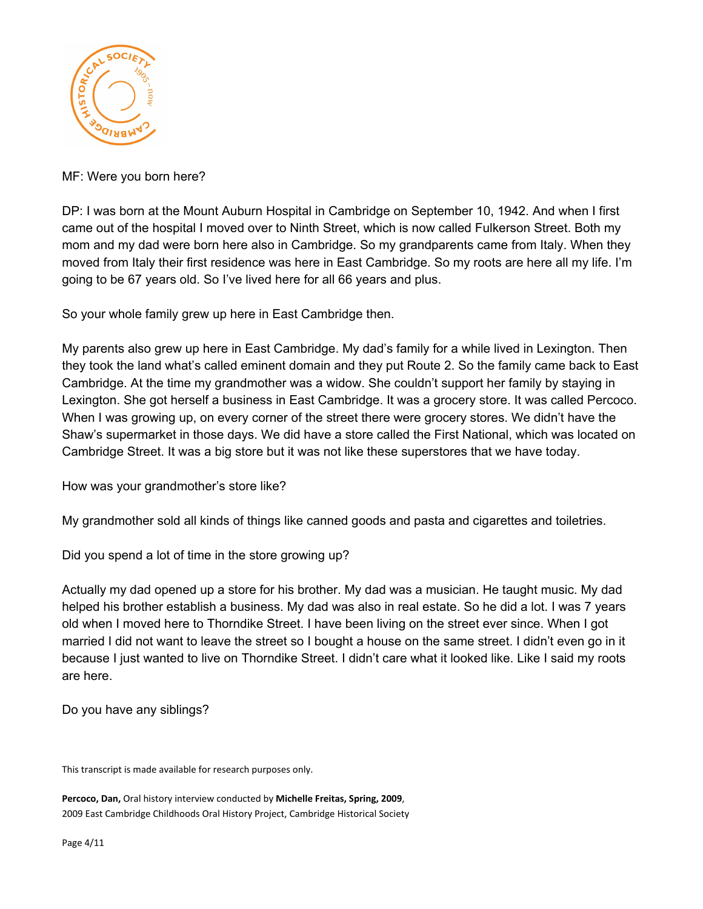MF: Were you born here?

DP: I was born at the Mount Auburn Hospital in Cambridge on September 10, 1942. And when I first came out of the hospital I moved over to Ninth Street, which is now called Fulkerson Street. Both my mom and my dad were born here also in Cambridge. So my grandparents came from Italy. When they moved from Italy their first residence was here in East Cambridge. So my roots are here all my life. I'm going to be 67 years old. So I've lived here for all 66 years and plus.

So your whole family grew up here in East Cambridge then.

My parents also grew up here in East Cambridge. My dad's family for a while lived in Lexington. Then they took the land what's called eminent domain and they put Route 2. So the family came back to East Cambridge. At the time my grandmother was a widow. She couldn't support her family by staying in Lexington. She got herself a business in East Cambridge. It was a grocery store. It was called Percoco. When I was growing up, on every corner of the street there were grocery stores. We didn't have the Shaw's supermarket in those days. We did have a store called the First National, which was located on Cambridge Street. It was a big store but it was not like these superstores that we have today.

How was your grandmother's store like?

My grandmother sold all kinds of things like canned goods and pasta and cigarettes and toiletries.

Did you spend a lot of time in the store growing up?

Actually my dad opened up a store for his brother. My dad was a musician. He taught music. My dad helped his brother establish a business. My dad was also in real estate. So he did a lot. I was 7 years old when I moved here to Thorndike Street. I have been living on the street ever since. When I got married I did not want to leave the street so I bought a house on the same street. I didn't even go in it because I just wanted to live on Thorndike Street. I didn't care what it looked like. Like I said my roots are here.

Do you have any siblings?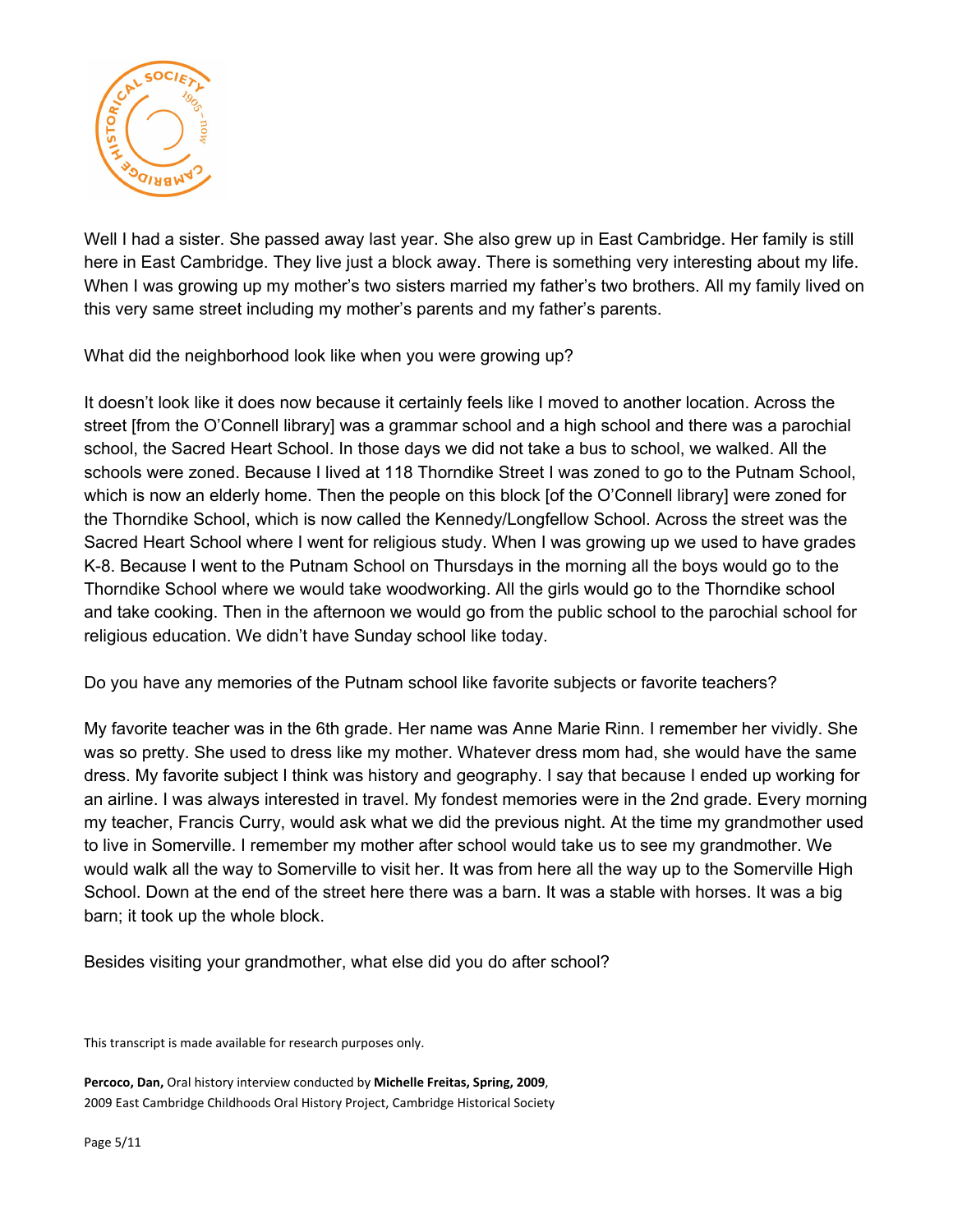Well I had a sister. She passed away last year. She also grew up in East Cambridge. Her family is still here in East Cambridge. They live just a block away. There is something very interesting about my life. When I was growing up my mother's two sisters married my father's two brothers. All my family lived on this very same street including my mother's parents and my father's parents.

What did the neighborhood look like when you were growing up?

It doesn't look like it does now because it certainly feels like I moved to another location. Across the street [from the O'Connell library] was a grammar school and a high school and there was a parochial school, the Sacred Heart School. In those days we did not take a bus to school, we walked. All the schools were zoned. Because I lived at 118 Thorndike Street I was zoned to go to the Putnam School, which is now an elderly home. Then the people on this block [of the O'Connell library] were zoned for the Thorndike School, which is now called the Kennedy/Longfellow School. Across the street was the Sacred Heart School where I went for religious study. When I was growing up we used to have grades K-8. Because I went to the Putnam School on Thursdays in the morning all the boys would go to the Thorndike School where we would take woodworking. All the girls would go to the Thorndike school and take cooking. Then in the afternoon we would go from the public school to the parochial school for religious education. We didn't have Sunday school like today.

Do you have any memories of the Putnam school like favorite subjects or favorite teachers?

My favorite teacher was in the 6th grade. Her name was Anne Marie Rinn. I remember her vividly. She was so pretty. She used to dress like my mother. Whatever dress mom had, she would have the same dress. My favorite subject I think was history and geography. I say that because I ended up working for an airline. I was always interested in travel. My fondest memories were in the 2nd grade. Every morning my teacher, Francis Curry, would ask what we did the previous night. At the time my grandmother used to live in Somerville. I remember my mother after school would take us to see my grandmother. We would walk all the way to Somerville to visit her. It was from here all the way up to the Somerville High School. Down at the end of the street here there was a barn. It was a stable with horses. It was a big barn; it took up the whole block.

Besides visiting your grandmother, what else did you do after school?

This transcript is made available for research purposes only.

**Percoco, Dan,** Oral history interview conducted by **Michelle Freitas, Spring, 2009**, 2009 East Cambridge Childhoods Oral History Project, Cambridge Historical Society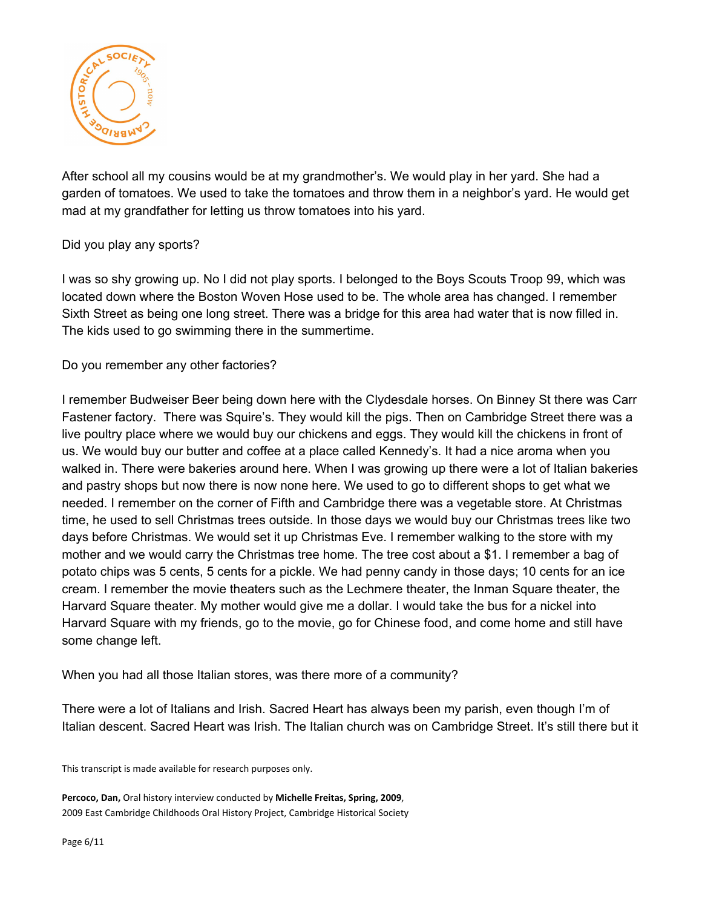After school all my cousins would be at my grandmother's. We would play in her yard. She had a garden of tomatoes. We used to take the tomatoes and throw them in a neighbor's yard. He would get mad at my grandfather for letting us throw tomatoes into his yard.

Did you play any sports?

I was so shy growing up. No I did not play sports. I belonged to the Boys Scouts Troop 99, which was located down where the Boston Woven Hose used to be. The whole area has changed. I remember Sixth Street as being one long street. There was a bridge for this area had water that is now filled in. The kids used to go swimming there in the summertime.

Do you remember any other factories?

I remember Budweiser Beer being down here with the Clydesdale horses. On Binney St there was Carr Fastener factory. There was Squire's. They would kill the pigs. Then on Cambridge Street there was a live poultry place where we would buy our chickens and eggs. They would kill the chickens in front of us. We would buy our butter and coffee at a place called Kennedy's. It had a nice aroma when you walked in. There were bakeries around here. When I was growing up there were a lot of Italian bakeries and pastry shops but now there is now none here. We used to go to different shops to get what we needed. I remember on the corner of Fifth and Cambridge there was a vegetable store. At Christmas time, he used to sell Christmas trees outside. In those days we would buy our Christmas trees like two days before Christmas. We would set it up Christmas Eve. I remember walking to the store with my mother and we would carry the Christmas tree home. The tree cost about a $1. I remember a bag of potato chips was 5 cents, 5 cents for a pickle. We had penny candy in those days; 10 cents for an ice cream. I remember the movie theaters such as the Lechmere theater, the Inman Square theater, the Harvard Square theater. My mother would give me a dollar. I would take the bus for a nickel into Harvard Square with my friends, go to the movie, go for Chinese food, and come home and still have some change left.

When you had all those Italian stores, was there more of a community?

There were a lot of Italians and Irish. Sacred Heart has always been my parish, even though I'm of Italian descent. Sacred Heart was Irish. The Italian church was on Cambridge Street. It's still there but it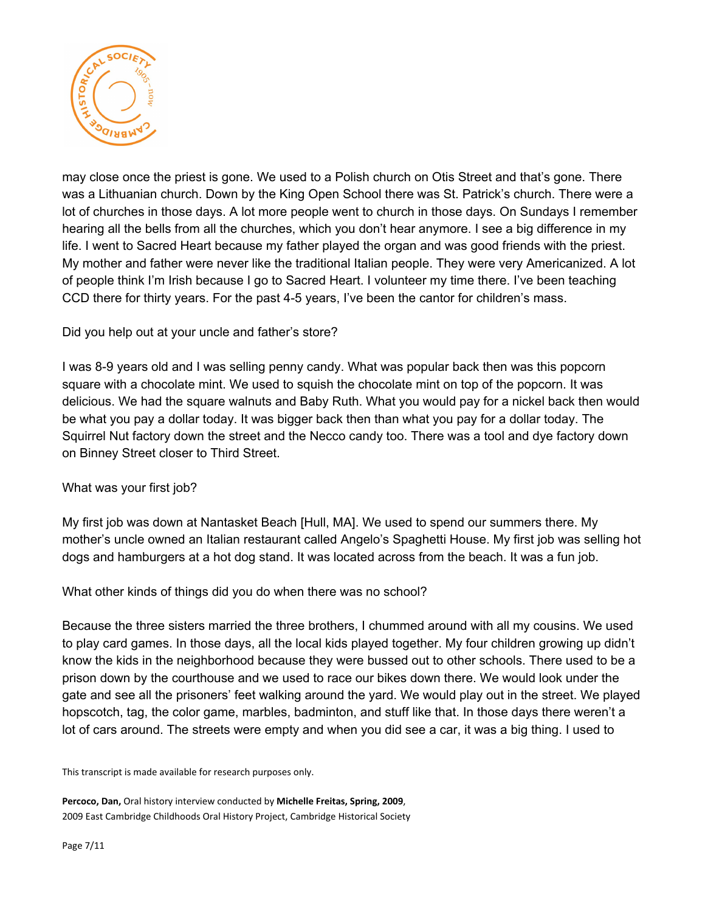may close once the priest is gone. We used to a Polish church on Otis Street and that's gone. There was a Lithuanian church. Down by the King Open School there was St. Patrick's church. There were a lot of churches in those days. A lot more people went to church in those days. On Sundays I remember hearing all the bells from all the churches, which you don't hear anymore. I see a big difference in my life. I went to Sacred Heart because my father played the organ and was good friends with the priest. My mother and father were never like the traditional Italian people. They were very Americanized. A lot of people think I'm Irish because I go to Sacred Heart. I volunteer my time there. I've been teaching CCD there for thirty years. For the past 4-5 years, I've been the cantor for children's mass.

Did you help out at your uncle and father's store?

I was 8-9 years old and I was selling penny candy. What was popular back then was this popcorn square with a chocolate mint. We used to squish the chocolate mint on top of the popcorn. It was delicious. We had the square walnuts and Baby Ruth. What you would pay for a nickel back then would be what you pay a dollar today. It was bigger back then than what you pay for a dollar today. The Squirrel Nut factory down the street and the Necco candy too. There was a tool and dye factory down on Binney Street closer to Third Street.

What was your first job?

My first job was down at Nantasket Beach [Hull, MA]. We used to spend our summers there. My mother's uncle owned an Italian restaurant called Angelo's Spaghetti House. My first job was selling hot dogs and hamburgers at a hot dog stand. It was located across from the beach. It was a fun job.

What other kinds of things did you do when there was no school?

Because the three sisters married the three brothers, I chummed around with all my cousins. We used to play card games. In those days, all the local kids played together. My four children growing up didn't know the kids in the neighborhood because they were bussed out to other schools. There used to be a prison down by the courthouse and we used to race our bikes down there. We would look under the gate and see all the prisoners' feet walking around the yard. We would play out in the street. We played hopscotch, tag, the color game, marbles, badminton, and stuff like that. In those days there weren't a lot of cars around. The streets were empty and when you did see a car, it was a big thing. I used to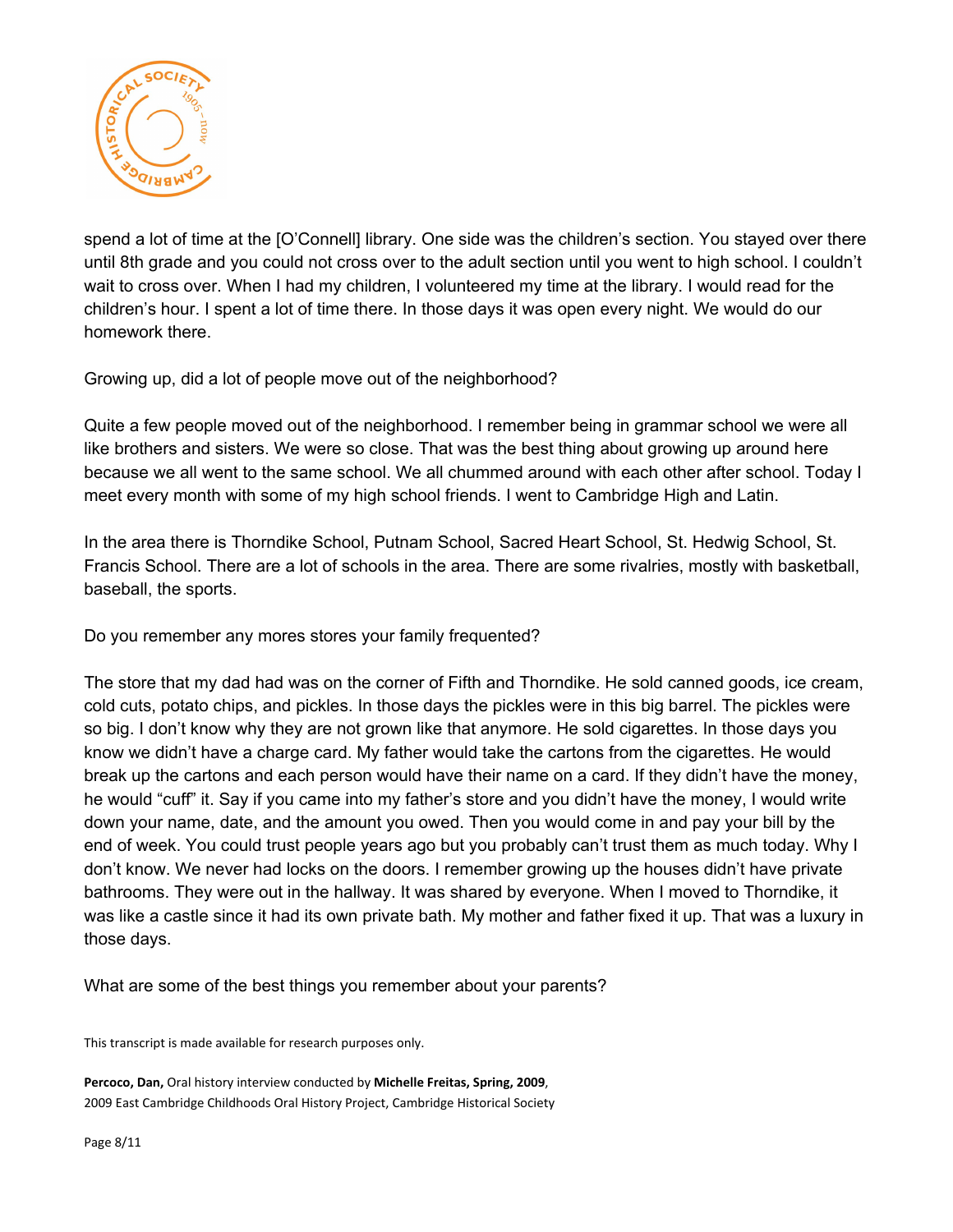spend a lot of time at the [O'Connell] library. One side was the children's section. You stayed over there until 8th grade and you could not cross over to the adult section until you went to high school. I couldn't wait to cross over. When I had my children, I volunteered my time at the library. I would read for the children's hour. I spent a lot of time there. In those days it was open every night. We would do our homework there.

Growing up, did a lot of people move out of the neighborhood?

Quite a few people moved out of the neighborhood. I remember being in grammar school we were all like brothers and sisters. We were so close. That was the best thing about growing up around here because we all went to the same school. We all chummed around with each other after school. Today I meet every month with some of my high school friends. I went to Cambridge High and Latin.

In the area there is Thorndike School, Putnam School, Sacred Heart School, St. Hedwig School, St. Francis School. There are a lot of schools in the area. There are some rivalries, mostly with basketball, baseball, the sports.

Do you remember any mores stores your family frequented?

The store that my dad had was on the corner of Fifth and Thorndike. He sold canned goods, ice cream, cold cuts, potato chips, and pickles. In those days the pickles were in this big barrel. The pickles were so big. I don't know why they are not grown like that anymore. He sold cigarettes. In those days you know we didn't have a charge card. My father would take the cartons from the cigarettes. He would break up the cartons and each person would have their name on a card. If they didn't have the money, he would "cuff" it. Say if you came into my father's store and you didn't have the money, I would write down your name, date, and the amount you owed. Then you would come in and pay your bill by the end of week. You could trust people years ago but you probably can't trust them as much today. Why I don't know. We never had locks on the doors. I remember growing up the houses didn't have private bathrooms. They were out in the hallway. It was shared by everyone. When I moved to Thorndike, it was like a castle since it had its own private bath. My mother and father fixed it up. That was a luxury in those days.

What are some of the best things you remember about your parents?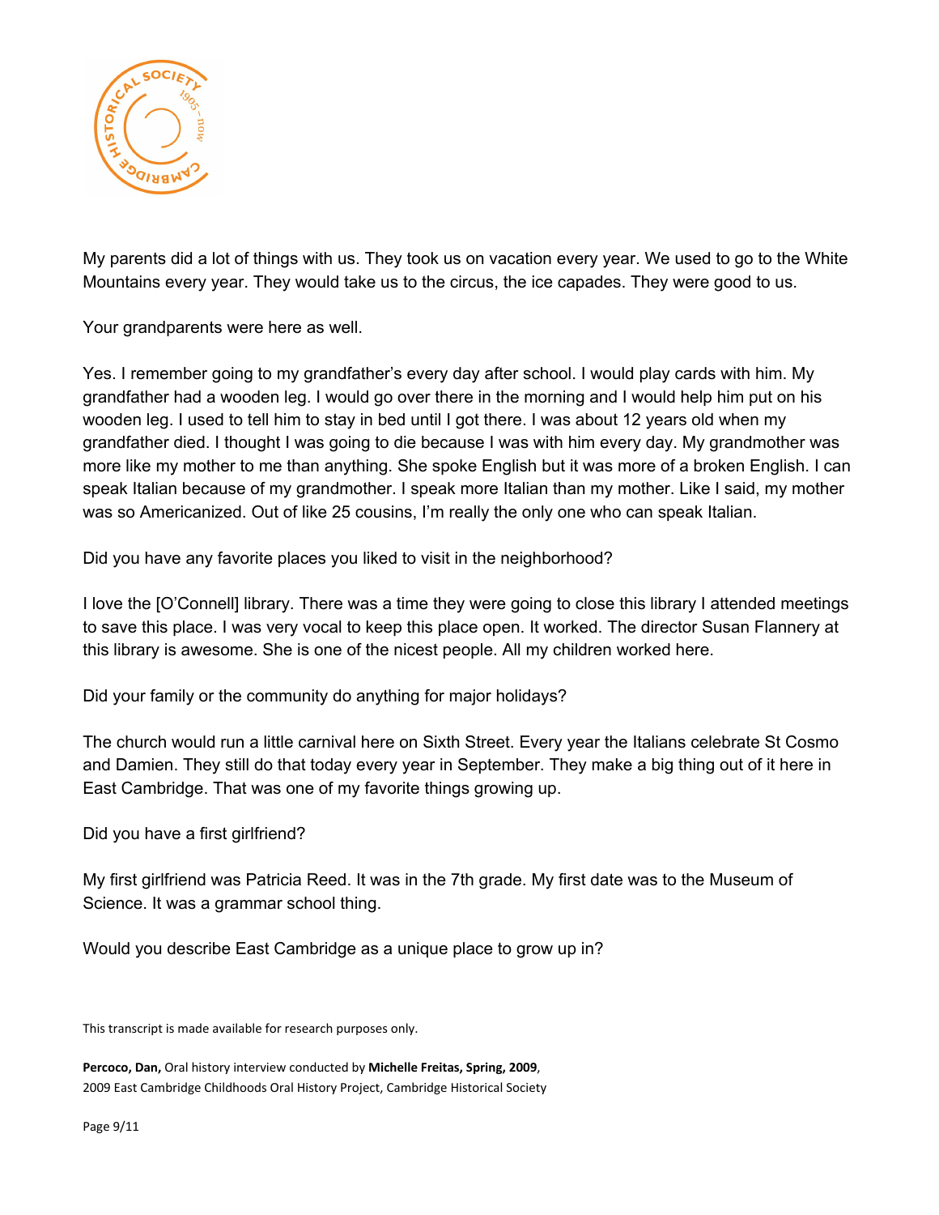My parents did a lot of things with us. They took us on vacation every year. We used to go to the White Mountains every year. They would take us to the circus, the ice capades. They were good to us.

Your grandparents were here as well.

Yes. I remember going to my grandfather's every day after school. I would play cards with him. My grandfather had a wooden leg. I would go over there in the morning and I would help him put on his wooden leg. I used to tell him to stay in bed until I got there. I was about 12 years old when my grandfather died. I thought I was going to die because I was with him every day. My grandmother was more like my mother to me than anything. She spoke English but it was more of a broken English. I can speak Italian because of my grandmother. I speak more Italian than my mother. Like I said, my mother was so Americanized. Out of like 25 cousins, I'm really the only one who can speak Italian.

Did you have any favorite places you liked to visit in the neighborhood?

I love the [O'Connell] library. There was a time they were going to close this library I attended meetings to save this place. I was very vocal to keep this place open. It worked. The director Susan Flannery at this library is awesome. She is one of the nicest people. All my children worked here.

Did your family or the community do anything for major holidays?

The church would run a little carnival here on Sixth Street. Every year the Italians celebrate St Cosmo and Damien. They still do that today every year in September. They make a big thing out of it here in East Cambridge. That was one of my favorite things growing up.

Did you have a first girlfriend?

My first girlfriend was Patricia Reed. It was in the 7th grade. My first date was to the Museum of Science. It was a grammar school thing.

Would you describe East Cambridge as a unique place to grow up in?

This transcript is made available for research purposes only.

**Percoco, Dan,** Oral history interview conducted by **Michelle Freitas, Spring, 2009**, 2009 East Cambridge Childhoods Oral History Project, Cambridge Historical Society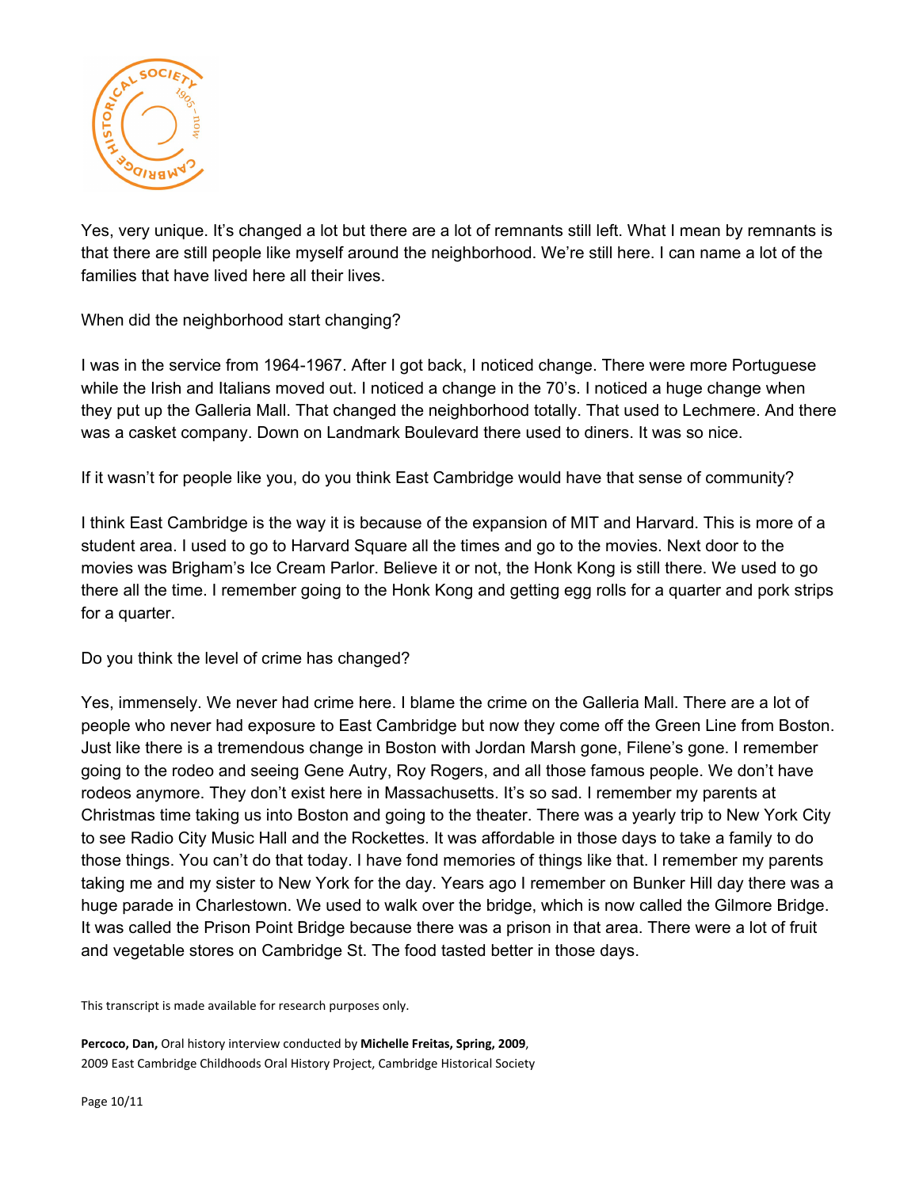Yes, very unique. It's changed a lot but there are a lot of remnants still left. What I mean by remnants is that there are still people like myself around the neighborhood. We're still here. I can name a lot of the families that have lived here all their lives.

When did the neighborhood start changing?

I was in the service from 1964-1967. After I got back, I noticed change. There were more Portuguese while the Irish and Italians moved out. I noticed a change in the 70's. I noticed a huge change when they put up the Galleria Mall. That changed the neighborhood totally. That used to Lechmere. And there was a casket company. Down on Landmark Boulevard there used to diners. It was so nice.

If it wasn't for people like you, do you think East Cambridge would have that sense of community?

I think East Cambridge is the way it is because of the expansion of MIT and Harvard. This is more of a student area. I used to go to Harvard Square all the times and go to the movies. Next door to the movies was Brigham's Ice Cream Parlor. Believe it or not, the Honk Kong is still there. We used to go there all the time. I remember going to the Honk Kong and getting egg rolls for a quarter and pork strips for a quarter.

Do you think the level of crime has changed?

Yes, immensely. We never had crime here. I blame the crime on the Galleria Mall. There are a lot of people who never had exposure to East Cambridge but now they come off the Green Line from Boston. Just like there is a tremendous change in Boston with Jordan Marsh gone, Filene's gone. I remember going to the rodeo and seeing Gene Autry, Roy Rogers, and all those famous people. We don't have rodeos anymore. They don't exist here in Massachusetts. It's so sad. I remember my parents at Christmas time taking us into Boston and going to the theater. There was a yearly trip to New York City to see Radio City Music Hall and the Rockettes. It was affordable in those days to take a family to do those things. You can't do that today. I have fond memories of things like that. I remember my parents taking me and my sister to New York for the day. Years ago I remember on Bunker Hill day there was a huge parade in Charlestown. We used to walk over the bridge, which is now called the Gilmore Bridge. It was called the Prison Point Bridge because there was a prison in that area. There were a lot of fruit and vegetable stores on Cambridge St. The food tasted better in those days.

This transcript is made available for research purposes only.

**Percoco, Dan,** Oral history interview conducted by **Michelle Freitas, Spring, 2009**,
2009 East Cambridge Childhoods Oral History Project, Cambridge Historical Society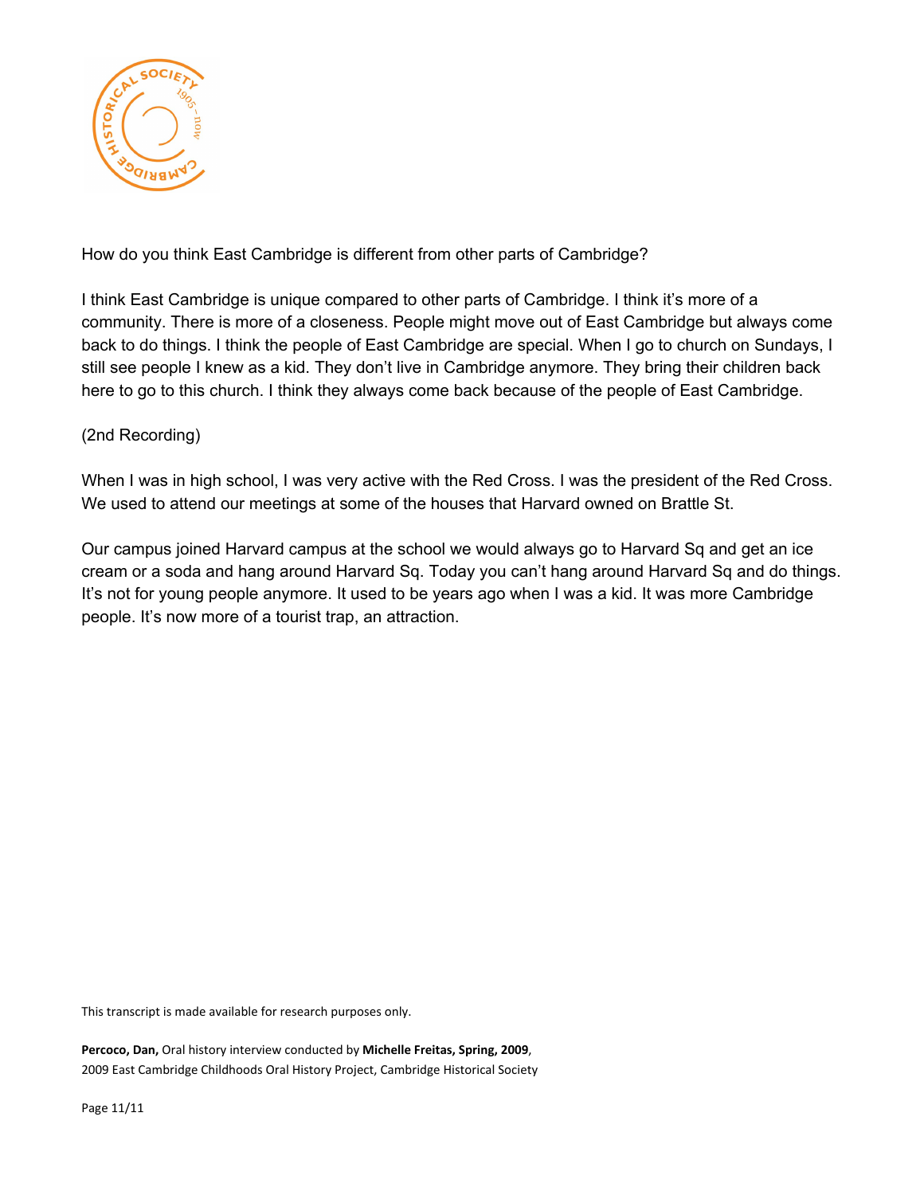How do you think East Cambridge is different from other parts of Cambridge?

I think East Cambridge is unique compared to other parts of Cambridge. I think it's more of a community. There is more of a closeness. People might move out of East Cambridge but always come back to do things. I think the people of East Cambridge are special. When I go to church on Sundays, I still see people I knew as a kid. They don't live in Cambridge anymore. They bring their children back here to go to this church. I think they always come back because of the people of East Cambridge.

(2nd Recording)

When I was in high school, I was very active with the Red Cross. I was the president of the Red Cross. We used to attend our meetings at some of the houses that Harvard owned on Brattle St.

Our campus joined Harvard campus at the school we would always go to Harvard Sq and get an ice cream or a soda and hang around Harvard Sq. Today you can't hang around Harvard Sq and do things. It's not for young people anymore. It used to be years ago when I was a kid. It was more Cambridge people. It's now more of a tourist trap, an attraction.

This transcript is made available for research purposes only.

**Percoco, Dan,** Oral history interview conducted by **Michelle Freitas, Spring, 2009**, 2009 East Cambridge Childhoods Oral History Project, Cambridge Historical Society